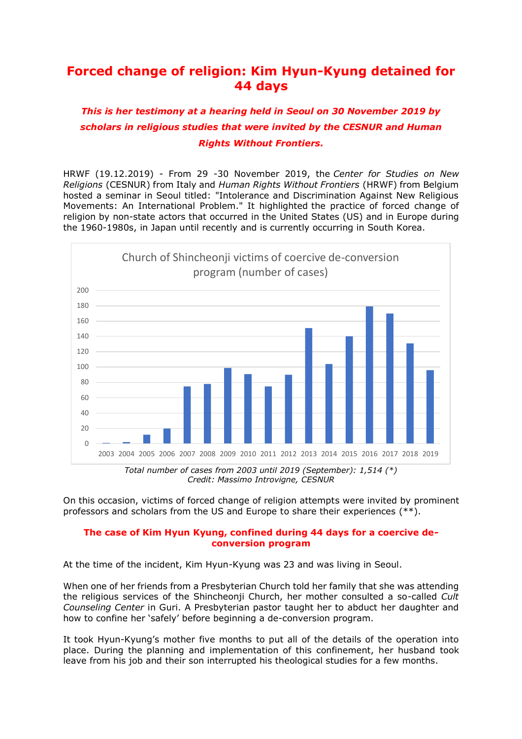# Forced change of religion: Kim Hyun-Kyung detained for 44 days

***This is her testimony at a hearing held in Seoul on 30 November 2019 by scholars in religious studies that were invited by the CESNUR and Human Rights Without Frontiers.***

HRWF (19.12.2019) - From 29 -30 November 2019, the *Center for Studies on New Religions* (CESNUR) from Italy and *Human Rights Without Frontiers* (HRWF) from Belgium hosted a seminar in Seoul titled: "Intolerance and Discrimination Against New Religious Movements: An International Problem." It highlighted the practice of forced change of religion by non-state actors that occurred in the United States (US) and in Europe during the 1960-1980s, in Japan until recently and is currently occurring in South Korea.

Church of Shincheonji victims of coercive de-conversion program (number of cases)

| Year | Cases |
|---|---|
| 2003 | 1 |
| 2004 | 2 |
| 2005 | 12 |
| 2006 | 20 |
| 2007 | 75 |
| 2008 | 78 |
| 2009 | 99 |
| 2010 | 91 |
| 2011 | 75 |
| 2012 | 90 |
| 2013 | 151 |
| 2014 | 104 |
| 2015 | 140 |
| 2016 | 180 |
| 2017 | 170 |
| 2018 | 131 |
| 2019 | 96 |

*Total number of cases from 2003 until 2019 (September): 1,514 (\*)*
*Credit: Massimo Introvigne, CESNUR*

On this occasion, victims of forced change of religion attempts were invited by prominent professors and scholars from the US and Europe to share their experiences (\*\*).

### The case of Kim Hyun Kyung, confined during 44 days for a coercive de-conversion program

At the time of the incident, Kim Hyun-Kyung was 23 and was living in Seoul.

When one of her friends from a Presbyterian Church told her family that she was attending the religious services of the Shincheonji Church, her mother consulted a so-called *Cult Counseling Center* in Guri. A Presbyterian pastor taught her to abduct her daughter and how to confine her 'safely' before beginning a de-conversion program.

It took Hyun-Kyung's mother five months to put all of the details of the operation into place. During the planning and implementation of this confinement, her husband took leave from his job and their son interrupted his theological studies for a few months.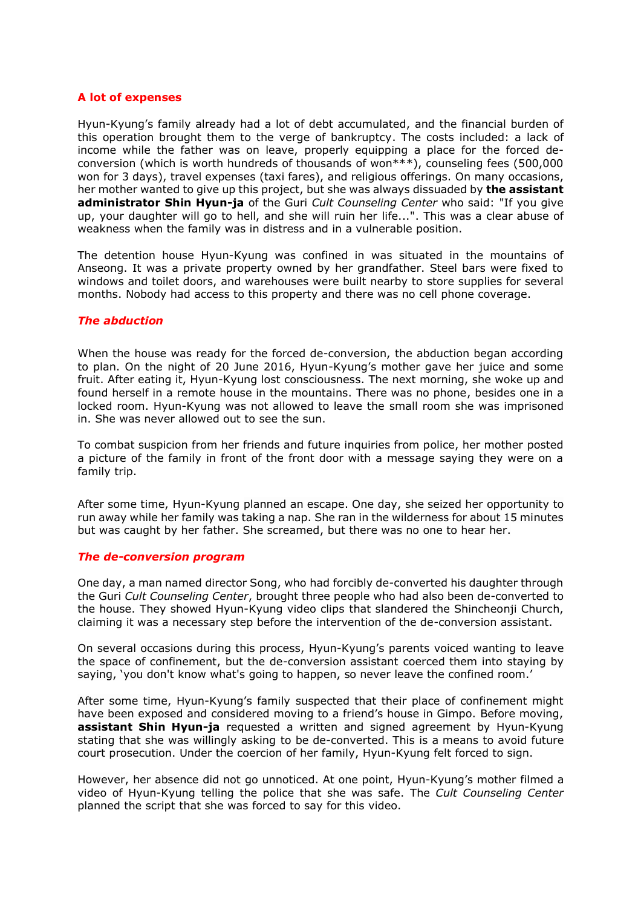## A lot of expenses

Hyun-Kyung's family already had a lot of debt accumulated, and the financial burden of this operation brought them to the verge of bankruptcy. The costs included: a lack of income while the father was on leave, properly equipping a place for the forced de-conversion (which is worth hundreds of thousands of won***), counseling fees (500,000 won for 3 days), travel expenses (taxi fares), and religious offerings. On many occasions, her mother wanted to give up this project, but she was always dissuaded by **the assistant administrator Shin Hyun-ja** of the Guri *Cult Counseling Center* who said: "If you give up, your daughter will go to hell, and she will ruin her life...". This was a clear abuse of weakness when the family was in distress and in a vulnerable position.

The detention house Hyun-Kyung was confined in was situated in the mountains of Anseong. It was a private property owned by her grandfather. Steel bars were fixed to windows and toilet doors, and warehouses were built nearby to store supplies for several months. Nobody had access to this property and there was no cell phone coverage.

### *The abduction*

When the house was ready for the forced de-conversion, the abduction began according to plan. On the night of 20 June 2016, Hyun-Kyung's mother gave her juice and some fruit. After eating it, Hyun-Kyung lost consciousness. The next morning, she woke up and found herself in a remote house in the mountains. There was no phone, besides one in a locked room. Hyun-Kyung was not allowed to leave the small room she was imprisoned in. She was never allowed out to see the sun.

To combat suspicion from her friends and future inquiries from police, her mother posted a picture of the family in front of the front door with a message saying they were on a family trip.

After some time, Hyun-Kyung planned an escape. One day, she seized her opportunity to run away while her family was taking a nap. She ran in the wilderness for about 15 minutes but was caught by her father. She screamed, but there was no one to hear her.

### *The de-conversion program*

One day, a man named director Song, who had forcibly de-converted his daughter through the Guri *Cult Counseling Center*, brought three people who had also been de-converted to the house. They showed Hyun-Kyung video clips that slandered the Shincheonji Church, claiming it was a necessary step before the intervention of the de-conversion assistant.

On several occasions during this process, Hyun-Kyung's parents voiced wanting to leave the space of confinement, but the de-conversion assistant coerced them into staying by saying, 'you don't know what's going to happen, so never leave the confined room.'

After some time, Hyun-Kyung's family suspected that their place of confinement might have been exposed and considered moving to a friend's house in Gimpo. Before moving, **assistant Shin Hyun-ja** requested a written and signed agreement by Hyun-Kyung stating that she was willingly asking to be de-converted. This is a means to avoid future court prosecution. Under the coercion of her family, Hyun-Kyung felt forced to sign.

However, her absence did not go unnoticed. At one point, Hyun-Kyung's mother filmed a video of Hyun-Kyung telling the police that she was safe. The *Cult Counseling Center* planned the script that she was forced to say for this video.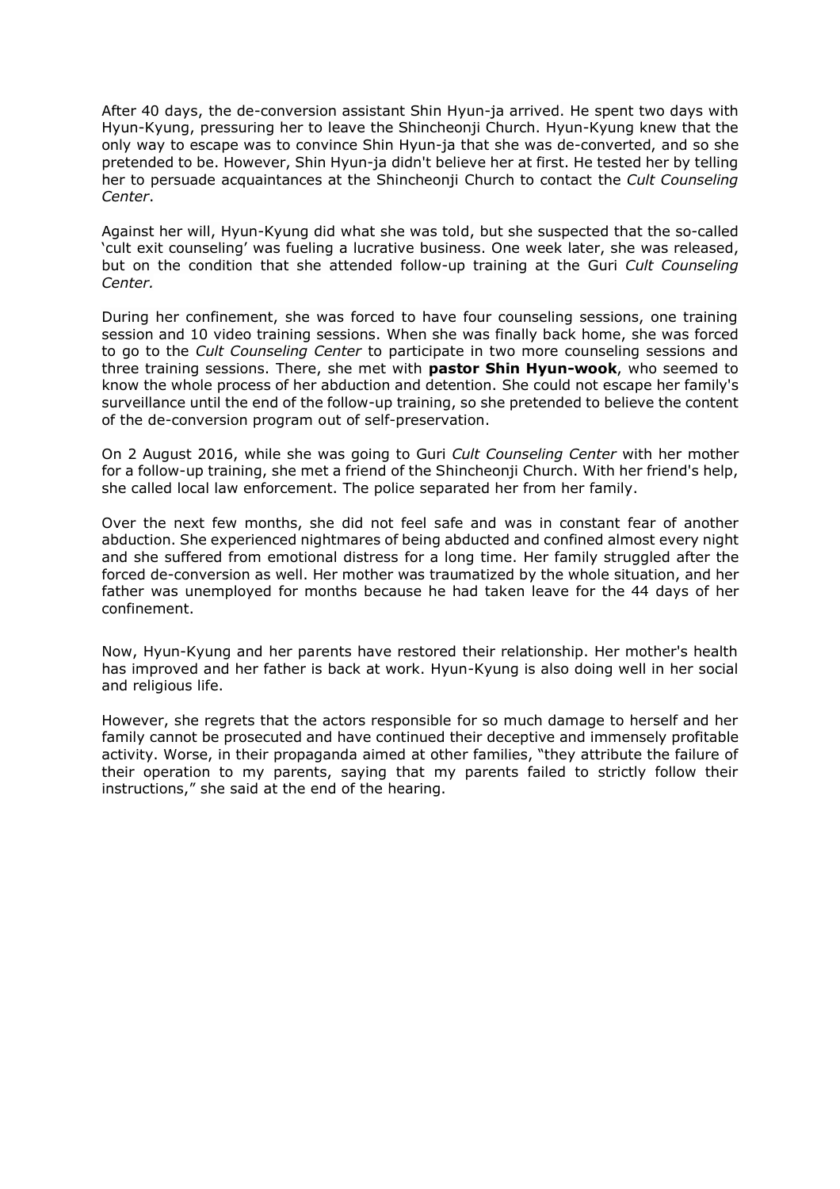After 40 days, the de-conversion assistant Shin Hyun-ja arrived. He spent two days with Hyun-Kyung, pressuring her to leave the Shincheonji Church. Hyun-Kyung knew that the only way to escape was to convince Shin Hyun-ja that she was de-converted, and so she pretended to be. However, Shin Hyun-ja didn't believe her at first. He tested her by telling her to persuade acquaintances at the Shincheonji Church to contact the *Cult Counseling Center*.

Against her will, Hyun-Kyung did what she was told, but she suspected that the so-called 'cult exit counseling' was fueling a lucrative business. One week later, she was released, but on the condition that she attended follow-up training at the Guri *Cult Counseling Center.*

During her confinement, she was forced to have four counseling sessions, one training session and 10 video training sessions. When she was finally back home, she was forced to go to the *Cult Counseling Center* to participate in two more counseling sessions and three training sessions. There, she met with **pastor Shin Hyun-wook**, who seemed to know the whole process of her abduction and detention. She could not escape her family's surveillance until the end of the follow-up training, so she pretended to believe the content of the de-conversion program out of self-preservation.

On 2 August 2016, while she was going to Guri *Cult Counseling Center* with her mother for a follow-up training, she met a friend of the Shincheonji Church. With her friend's help, she called local law enforcement. The police separated her from her family.

Over the next few months, she did not feel safe and was in constant fear of another abduction. She experienced nightmares of being abducted and confined almost every night and she suffered from emotional distress for a long time. Her family struggled after the forced de-conversion as well. Her mother was traumatized by the whole situation, and her father was unemployed for months because he had taken leave for the 44 days of her confinement.

Now, Hyun-Kyung and her parents have restored their relationship. Her mother's health has improved and her father is back at work. Hyun-Kyung is also doing well in her social and religious life.

However, she regrets that the actors responsible for so much damage to herself and her family cannot be prosecuted and have continued their deceptive and immensely profitable activity. Worse, in their propaganda aimed at other families, "they attribute the failure of their operation to my parents, saying that my parents failed to strictly follow their instructions," she said at the end of the hearing.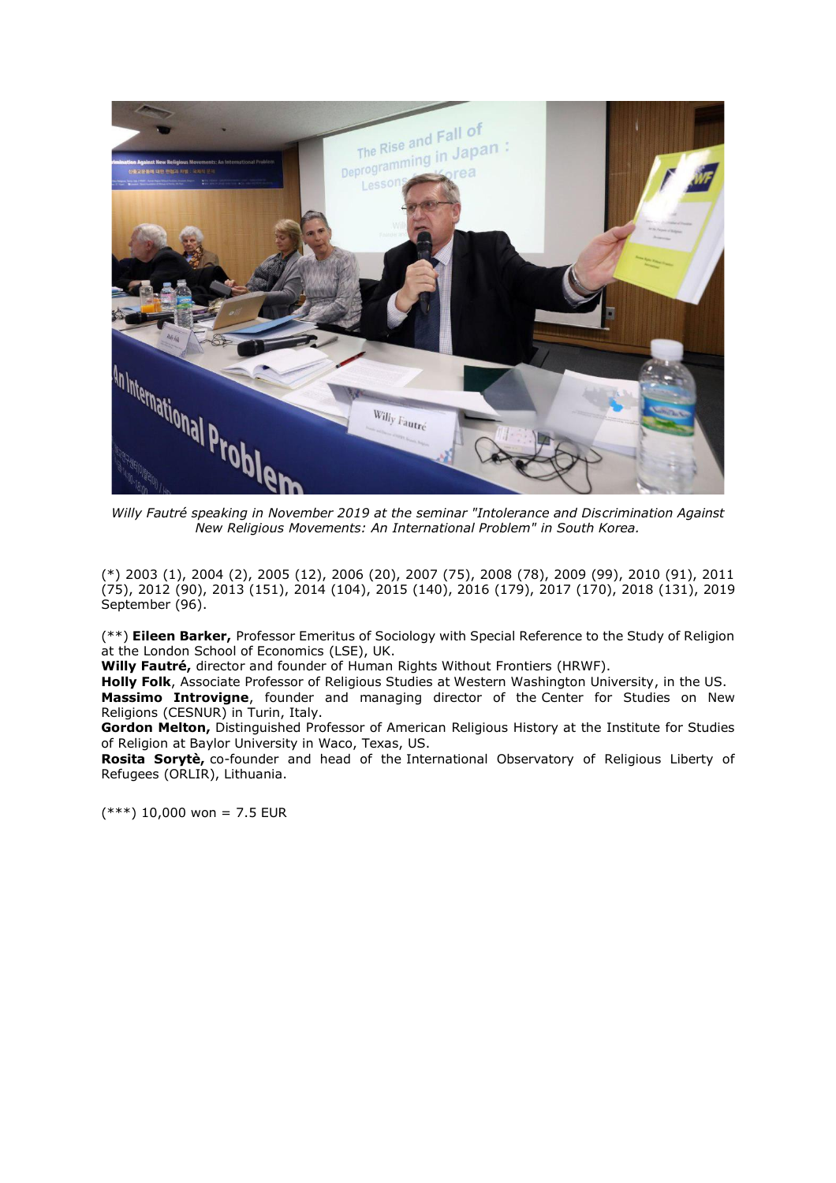*Willy Fautré speaking in November 2019 at the seminar "Intolerance and Discrimination Against New Religious Movements: An International Problem" in South Korea.*

(*) 2003 (1), 2004 (2), 2005 (12), 2006 (20), 2007 (75), 2008 (78), 2009 (99), 2010 (91), 2011 (75), 2012 (90), 2013 (151), 2014 (104), 2015 (140), 2016 (179), 2017 (170), 2018 (131), 2019 September (96).

(**) **Eileen Barker,** Professor Emeritus of Sociology with Special Reference to the Study of Religion at the London School of Economics (LSE), UK.
**Willy Fautré,** director and founder of Human Rights Without Frontiers (HRWF).
**Holly Folk**, Associate Professor of Religious Studies at Western Washington University, in the US.
**Massimo Introvigne**, founder and managing director of the Center for Studies on New Religions (CESNUR) in Turin, Italy.
**Gordon Melton,** Distinguished Professor of American Religious History at the Institute for Studies of Religion at Baylor University in Waco, Texas, US.
**Rosita Sorytè,** co-founder and head of the International Observatory of Religious Liberty of Refugees (ORLIR), Lithuania.

(***) 10,000 won = 7.5 EUR